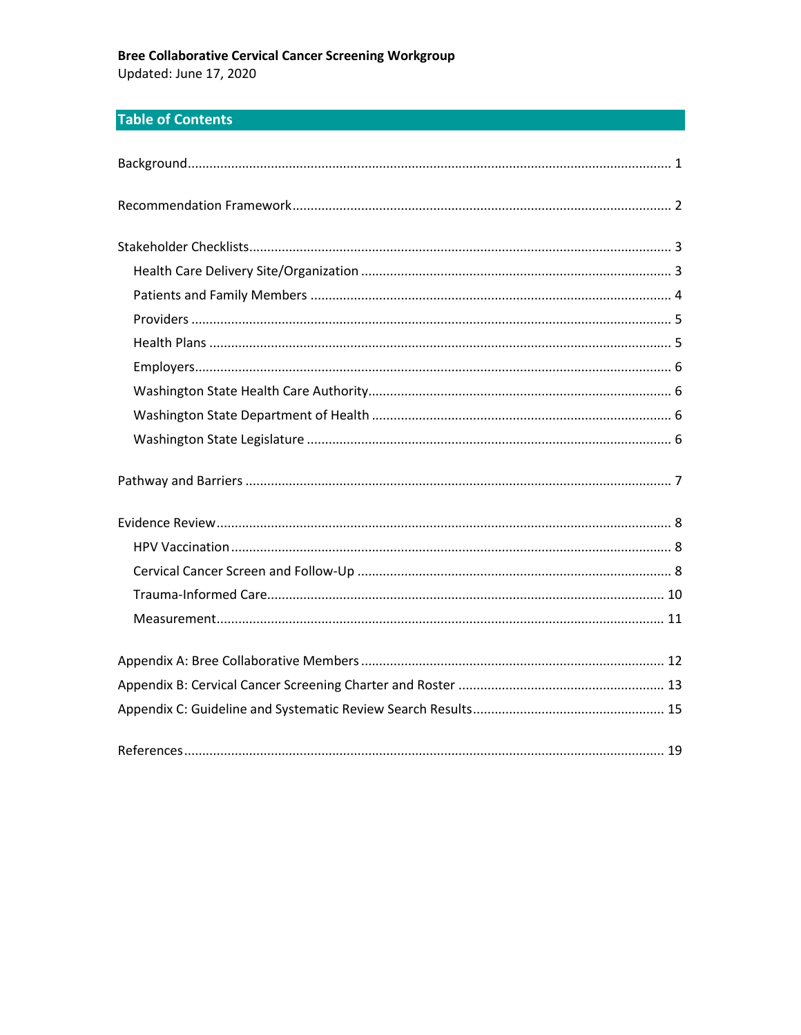**Bree Collaborative Cervical Cancer Screening Workgroup**
Updated: June 17, 2020

## Table of Contents

Background .......... 1

Recommendation Framework .......... 2

Stakeholder Checklists .......... 3
- Health Care Delivery Site/Organization .......... 3
- Patients and Family Members .......... 4
- Providers .......... 5
- Health Plans .......... 5
- Employers .......... 6
- Washington State Health Care Authority .......... 6
- Washington State Department of Health .......... 6
- Washington State Legislature .......... 6

Pathway and Barriers .......... 7

Evidence Review .......... 8
- HPV Vaccination .......... 8
- Cervical Cancer Screen and Follow-Up .......... 8
- Trauma-Informed Care .......... 10
- Measurement .......... 11

Appendix A: Bree Collaborative Members .......... 12
Appendix B: Cervical Cancer Screening Charter and Roster .......... 13
Appendix C: Guideline and Systematic Review Search Results .......... 15

References .......... 19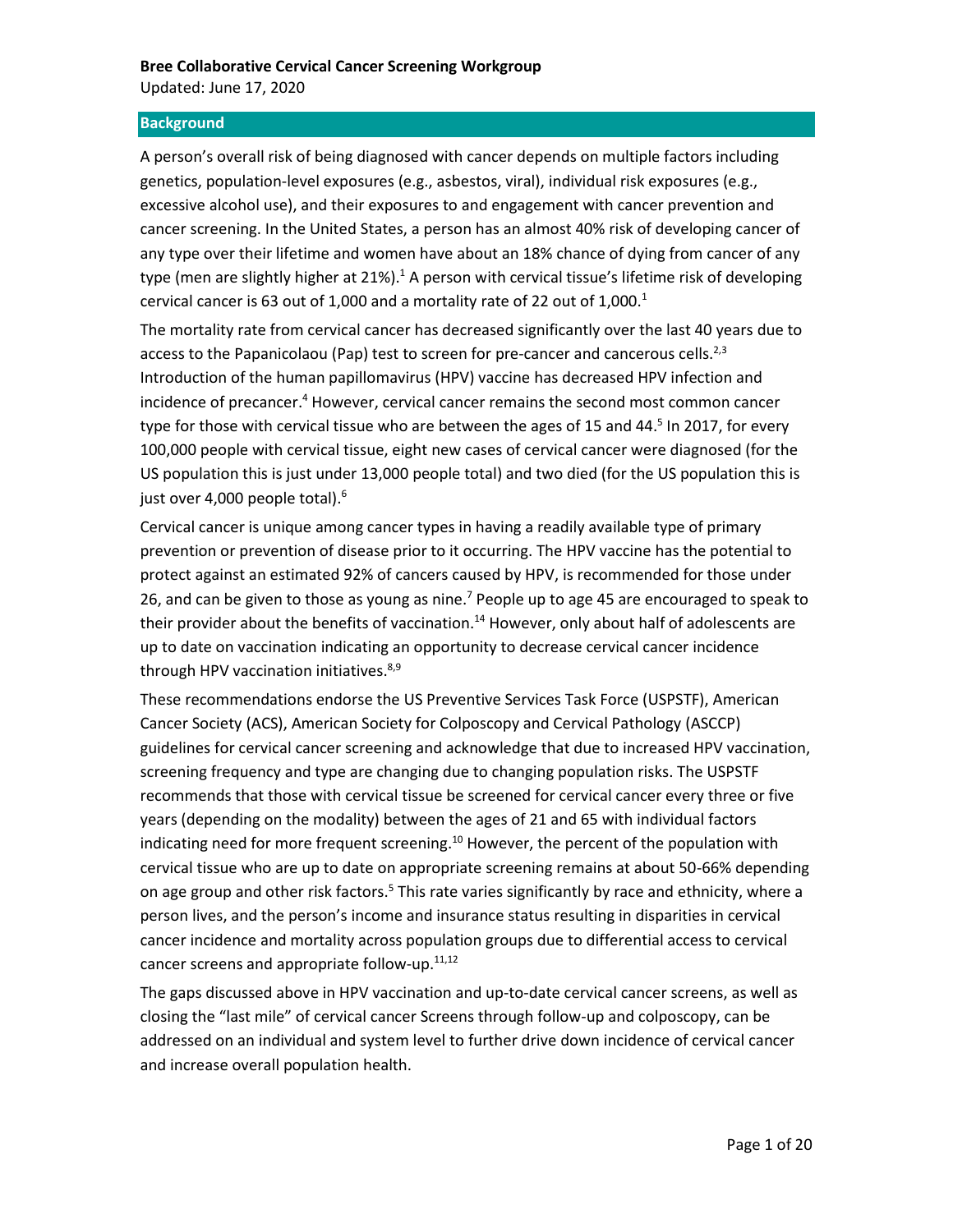## Background

A person's overall risk of being diagnosed with cancer depends on multiple factors including genetics, population-level exposures (e.g., asbestos, viral), individual risk exposures (e.g., excessive alcohol use), and their exposures to and engagement with cancer prevention and cancer screening. In the United States, a person has an almost 40% risk of developing cancer of any type over their lifetime and women have about an 18% chance of dying from cancer of any type (men are slightly higher at 21%).[1] A person with cervical tissue's lifetime risk of developing cervical cancer is 63 out of 1,000 and a mortality rate of 22 out of 1,000.[1]

The mortality rate from cervical cancer has decreased significantly over the last 40 years due to access to the Papanicolaou (Pap) test to screen for pre-cancer and cancerous cells.[2,3] Introduction of the human papillomavirus (HPV) vaccine has decreased HPV infection and incidence of precancer.[4] However, cervical cancer remains the second most common cancer type for those with cervical tissue who are between the ages of 15 and 44.[5] In 2017, for every 100,000 people with cervical tissue, eight new cases of cervical cancer were diagnosed (for the US population this is just under 13,000 people total) and two died (for the US population this is just over 4,000 people total).[6]

Cervical cancer is unique among cancer types in having a readily available type of primary prevention or prevention of disease prior to it occurring. The HPV vaccine has the potential to protect against an estimated 92% of cancers caused by HPV, is recommended for those under 26, and can be given to those as young as nine.[7] People up to age 45 are encouraged to speak to their provider about the benefits of vaccination.[14] However, only about half of adolescents are up to date on vaccination indicating an opportunity to decrease cervical cancer incidence through HPV vaccination initiatives.[8,9]

These recommendations endorse the US Preventive Services Task Force (USPSTF), American Cancer Society (ACS), American Society for Colposcopy and Cervical Pathology (ASCCP) guidelines for cervical cancer screening and acknowledge that due to increased HPV vaccination, screening frequency and type are changing due to changing population risks. The USPSTF recommends that those with cervical tissue be screened for cervical cancer every three or five years (depending on the modality) between the ages of 21 and 65 with individual factors indicating need for more frequent screening.[10] However, the percent of the population with cervical tissue who are up to date on appropriate screening remains at about 50-66% depending on age group and other risk factors.[5] This rate varies significantly by race and ethnicity, where a person lives, and the person's income and insurance status resulting in disparities in cervical cancer incidence and mortality across population groups due to differential access to cervical cancer screens and appropriate follow-up.[11,12]

The gaps discussed above in HPV vaccination and up-to-date cervical cancer screens, as well as closing the "last mile" of cervical cancer Screens through follow-up and colposcopy, can be addressed on an individual and system level to further drive down incidence of cervical cancer and increase overall population health.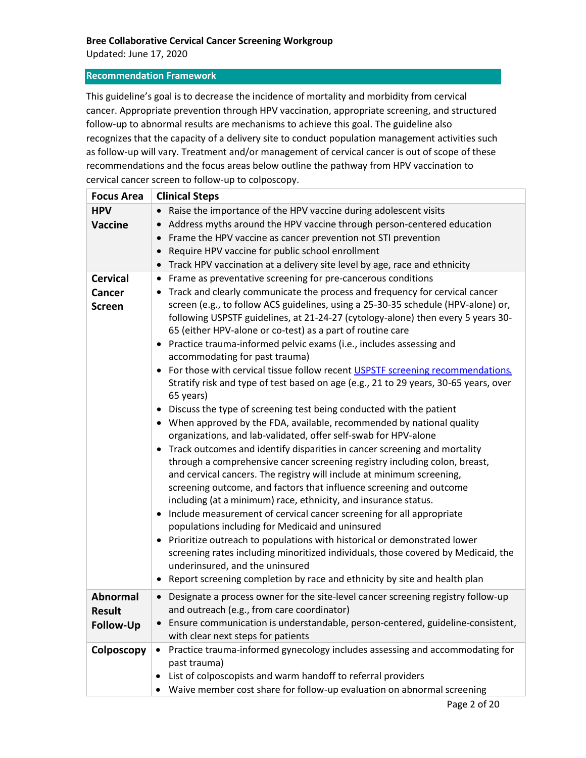## Recommendation Framework

This guideline's goal is to decrease the incidence of mortality and morbidity from cervical cancer. Appropriate prevention through HPV vaccination, appropriate screening, and structured follow-up to abnormal results are mechanisms to achieve this goal. The guideline also recognizes that the capacity of a delivery site to conduct population management activities such as follow-up will vary. Treatment and/or management of cervical cancer is out of scope of these recommendations and the focus areas below outline the pathway from HPV vaccination to cervical cancer screen to follow-up to colposcopy.

| Focus Area | Clinical Steps |
|---|---|
| **HPV Vaccine** | • Raise the importance of the HPV vaccine during adolescent visits<br>• Address myths around the HPV vaccine through person-centered education<br>• Frame the HPV vaccine as cancer prevention not STI prevention<br>• Require HPV vaccine for public school enrollment<br>• Track HPV vaccination at a delivery site level by age, race and ethnicity |
| **Cervical Cancer Screen** | • Frame as preventative screening for pre-cancerous conditions<br>• Track and clearly communicate the process and frequency for cervical cancer screen (e.g., to follow ACS guidelines, using a 25-30-35 schedule (HPV-alone) or, following USPSTF guidelines, at 21-24-27 (cytology-alone) then every 5 years 30-65 (either HPV-alone or co-test) as a part of routine care<br>• Practice trauma-informed pelvic exams (i.e., includes assessing and accommodating for past trauma)<br>• For those with cervical tissue follow recent [USPSTF screening recommendations.](USPSTF screening recommendations) Stratify risk and type of test based on age (e.g., 21 to 29 years, 30-65 years, over 65 years)<br>• Discuss the type of screening test being conducted with the patient<br>• When approved by the FDA, available, recommended by national quality organizations, and lab-validated, offer self-swab for HPV-alone<br>• Track outcomes and identify disparities in cancer screening and mortality through a comprehensive cancer screening registry including colon, breast, and cervical cancers. The registry will include at minimum screening, screening outcome, and factors that influence screening and outcome including (at a minimum) race, ethnicity, and insurance status.<br>• Include measurement of cervical cancer screening for all appropriate populations including for Medicaid and uninsured<br>• Prioritize outreach to populations with historical or demonstrated lower screening rates including minoritized individuals, those covered by Medicaid, the underinsured, and the uninsured<br>• Report screening completion by race and ethnicity by site and health plan |
| **Abnormal Result Follow-Up** | • Designate a process owner for the site-level cancer screening registry follow-up and outreach (e.g., from care coordinator)<br>• Ensure communication is understandable, person-centered, guideline-consistent, with clear next steps for patients |
| **Colposcopy** | • Practice trauma-informed gynecology includes assessing and accommodating for past trauma)<br>• List of colposcopists and warm handoff to referral providers<br>• Waive member cost share for follow-up evaluation on abnormal screening |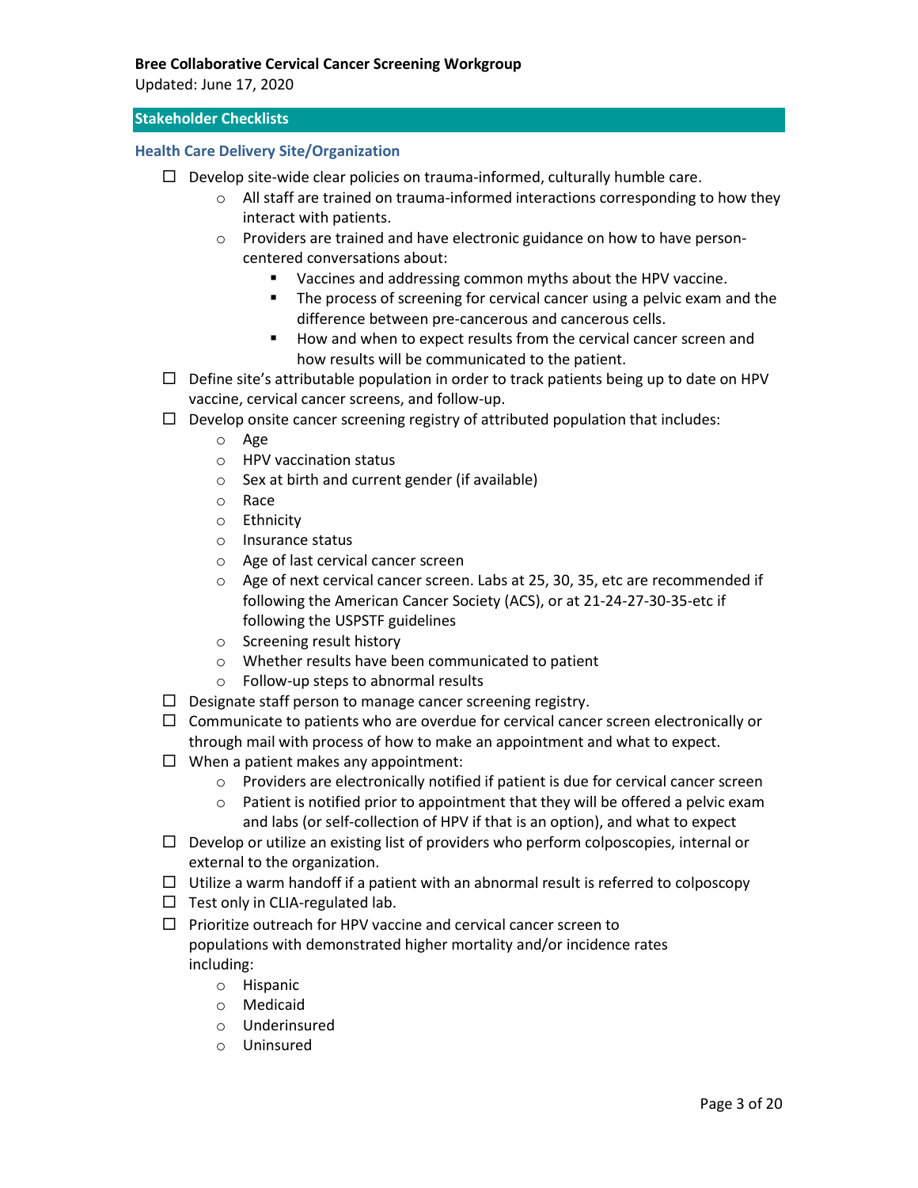## Stakeholder Checklists

### Health Care Delivery Site/Organization

- ☐ Develop site-wide clear policies on trauma-informed, culturally humble care.
  - All staff are trained on trauma-informed interactions corresponding to how they interact with patients.
  - Providers are trained and have electronic guidance on how to have person-centered conversations about:
    - Vaccines and addressing common myths about the HPV vaccine.
    - The process of screening for cervical cancer using a pelvic exam and the difference between pre-cancerous and cancerous cells.
    - How and when to expect results from the cervical cancer screen and how results will be communicated to the patient.
- ☐ Define site's attributable population in order to track patients being up to date on HPV vaccine, cervical cancer screens, and follow-up.
- ☐ Develop onsite cancer screening registry of attributed population that includes:
  - Age
  - HPV vaccination status
  - Sex at birth and current gender (if available)
  - Race
  - Ethnicity
  - Insurance status
  - Age of last cervical cancer screen
  - Age of next cervical cancer screen. Labs at 25, 30, 35, etc are recommended if following the American Cancer Society (ACS), or at 21-24-27-30-35-etc if following the USPSTF guidelines
  - Screening result history
  - Whether results have been communicated to patient
  - Follow-up steps to abnormal results
- ☐ Designate staff person to manage cancer screening registry.
- ☐ Communicate to patients who are overdue for cervical cancer screen electronically or through mail with process of how to make an appointment and what to expect.
- ☐ When a patient makes any appointment:
  - Providers are electronically notified if patient is due for cervical cancer screen
  - Patient is notified prior to appointment that they will be offered a pelvic exam and labs (or self-collection of HPV if that is an option), and what to expect
- ☐ Develop or utilize an existing list of providers who perform colposcopies, internal or external to the organization.
- ☐ Utilize a warm handoff if a patient with an abnormal result is referred to colposcopy
- ☐ Test only in CLIA-regulated lab.
- ☐ Prioritize outreach for HPV vaccine and cervical cancer screen to populations with demonstrated higher mortality and/or incidence rates including:
  - Hispanic
  - Medicaid
  - Underinsured
  - Uninsured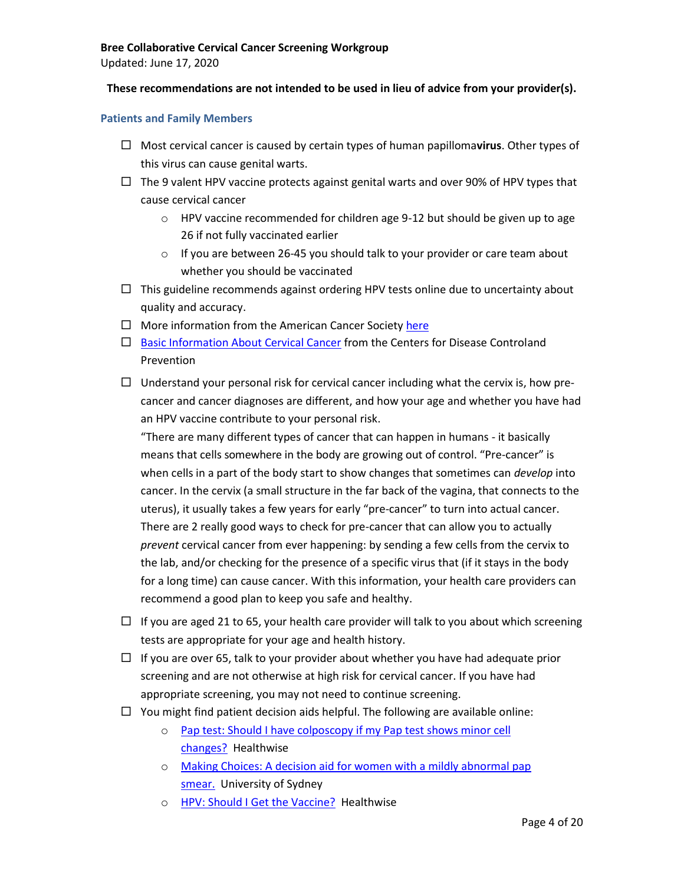**These recommendations are not intended to be used in lieu of advice from your provider(s).**

### Patients and Family Members

- ☐ Most cervical cancer is caused by certain types of human papilloma**virus**. Other types of this virus can cause genital warts.
- ☐ The 9 valent HPV vaccine protects against genital warts and over 90% of HPV types that cause cervical cancer
    - HPV vaccine recommended for children age 9-12 but should be given up to age 26 if not fully vaccinated earlier
    - If you are between 26-45 you should talk to your provider or care team about whether you should be vaccinated
- ☐ This guideline recommends against ordering HPV tests online due to uncertainty about quality and accuracy.
- ☐ More information from the American Cancer Society here
- ☐ Basic Information About Cervical Cancer from the Centers for Disease Controland Prevention
- ☐ Understand your personal risk for cervical cancer including what the cervix is, how pre-cancer and cancer diagnoses are different, and how your age and whether you have had an HPV vaccine contribute to your personal risk.
  "There are many different types of cancer that can happen in humans - it basically means that cells somewhere in the body are growing out of control. "Pre-cancer" is when cells in a part of the body start to show changes that sometimes can *develop* into cancer. In the cervix (a small structure in the far back of the vagina, that connects to the uterus), it usually takes a few years for early "pre-cancer" to turn into actual cancer. There are 2 really good ways to check for pre-cancer that can allow you to actually *prevent* cervical cancer from ever happening: by sending a few cells from the cervix to the lab, and/or checking for the presence of a specific virus that (if it stays in the body for a long time) can cause cancer. With this information, your health care providers can recommend a good plan to keep you safe and healthy.
- ☐ If you are aged 21 to 65, your health care provider will talk to you about which screening tests are appropriate for your age and health history.
- ☐ If you are over 65, talk to your provider about whether you have had adequate prior screening and are not otherwise at high risk for cervical cancer. If you have had appropriate screening, you may not need to continue screening.
- ☐ You might find patient decision aids helpful. The following are available online:
    - Pap test: Should I have colposcopy if my Pap test shows minor cell changes? Healthwise
    - Making Choices: A decision aid for women with a mildly abnormal pap smear. University of Sydney
    - HPV: Should I Get the Vaccine? Healthwise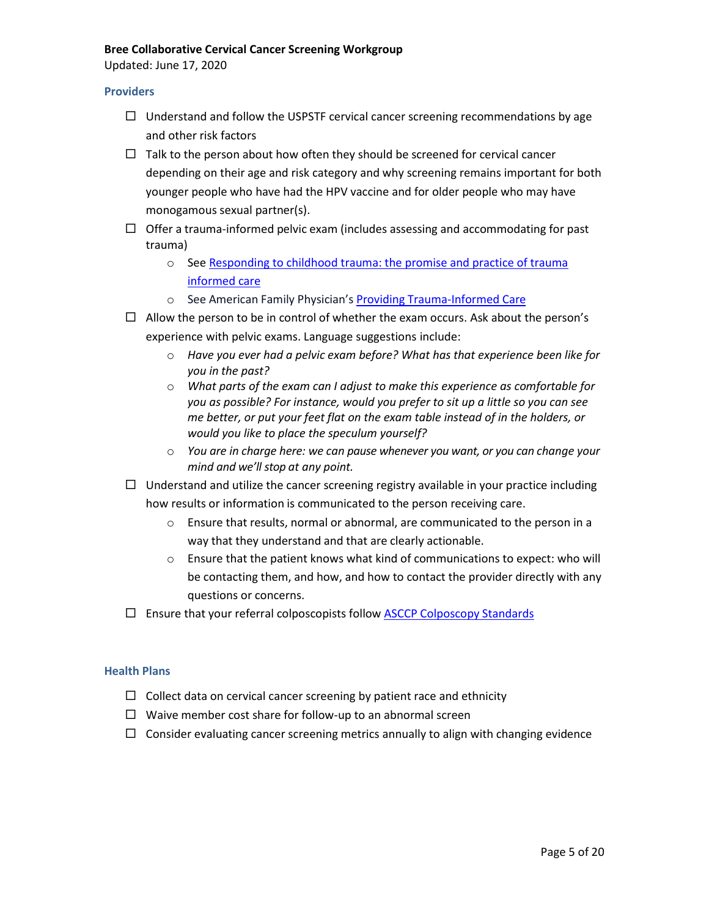### Providers

- ☐ Understand and follow the USPSTF cervical cancer screening recommendations by age and other risk factors
- ☐ Talk to the person about how often they should be screened for cervical cancer depending on their age and risk category and why screening remains important for both younger people who have had the HPV vaccine and for older people who may have monogamous sexual partner(s).
- ☐ Offer a trauma-informed pelvic exam (includes assessing and accommodating for past trauma)
  - See Responding to childhood trauma: the promise and practice of trauma informed care
  - See American Family Physician's Providing Trauma-Informed Care
- ☐ Allow the person to be in control of whether the exam occurs. Ask about the person's experience with pelvic exams. Language suggestions include:
  - *Have you ever had a pelvic exam before? What has that experience been like for you in the past?*
  - *What parts of the exam can I adjust to make this experience as comfortable for you as possible? For instance, would you prefer to sit up a little so you can see me better, or put your feet flat on the exam table instead of in the holders, or would you like to place the speculum yourself?*
  - *You are in charge here: we can pause whenever you want, or you can change your mind and we'll stop at any point.*
- ☐ Understand and utilize the cancer screening registry available in your practice including how results or information is communicated to the person receiving care.
  - Ensure that results, normal or abnormal, are communicated to the person in a way that they understand and that are clearly actionable.
  - Ensure that the patient knows what kind of communications to expect: who will be contacting them, and how, and how to contact the provider directly with any questions or concerns.
- ☐ Ensure that your referral colposcopists follow ASCCP Colposcopy Standards

### Health Plans

- ☐ Collect data on cervical cancer screening by patient race and ethnicity
- ☐ Waive member cost share for follow-up to an abnormal screen
- ☐ Consider evaluating cancer screening metrics annually to align with changing evidence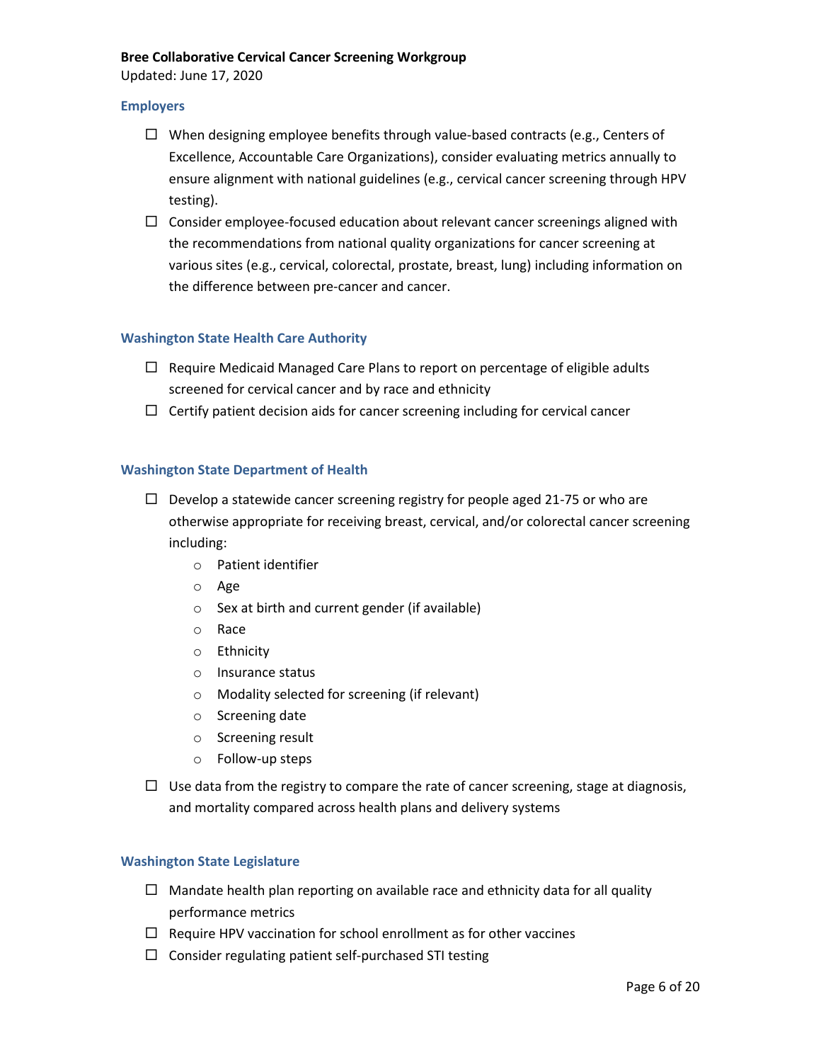### Employers

- ☐ When designing employee benefits through value-based contracts (e.g., Centers of Excellence, Accountable Care Organizations), consider evaluating metrics annually to ensure alignment with national guidelines (e.g., cervical cancer screening through HPV testing).
- ☐ Consider employee-focused education about relevant cancer screenings aligned with the recommendations from national quality organizations for cancer screening at various sites (e.g., cervical, colorectal, prostate, breast, lung) including information on the difference between pre-cancer and cancer.

### Washington State Health Care Authority

- ☐ Require Medicaid Managed Care Plans to report on percentage of eligible adults screened for cervical cancer and by race and ethnicity
- ☐ Certify patient decision aids for cancer screening including for cervical cancer

### Washington State Department of Health

- ☐ Develop a statewide cancer screening registry for people aged 21-75 or who are otherwise appropriate for receiving breast, cervical, and/or colorectal cancer screening including:
  - Patient identifier
  - Age
  - Sex at birth and current gender (if available)
  - Race
  - Ethnicity
  - Insurance status
  - Modality selected for screening (if relevant)
  - Screening date
  - Screening result
  - Follow-up steps
- ☐ Use data from the registry to compare the rate of cancer screening, stage at diagnosis, and mortality compared across health plans and delivery systems

### Washington State Legislature

- ☐ Mandate health plan reporting on available race and ethnicity data for all quality performance metrics
- ☐ Require HPV vaccination for school enrollment as for other vaccines
- ☐ Consider regulating patient self-purchased STI testing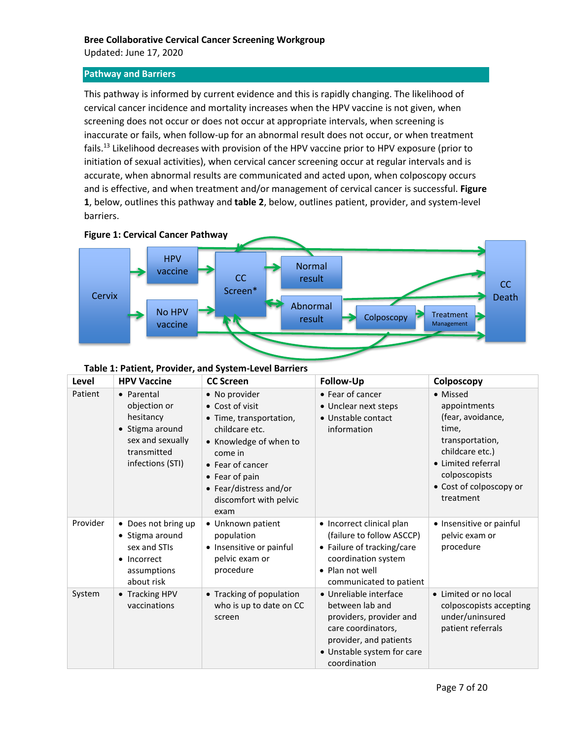## Pathway and Barriers

This pathway is informed by current evidence and this is rapidly changing. The likelihood of cervical cancer incidence and mortality increases when the HPV vaccine is not given, when screening does not occur or does not occur at appropriate intervals, when screening is inaccurate or fails, when follow-up for an abnormal result does not occur, or when treatment fails.[13] Likelihood decreases with provision of the HPV vaccine prior to HPV exposure (prior to initiation of sexual activities), when cervical cancer screening occur at regular intervals and is accurate, when abnormal results are communicated and acted upon, when colposcopy occurs and is effective, and when treatment and/or management of cervical cancer is successful. **Figure 1**, below, outlines this pathway and **table 2**, below, outlines patient, provider, and system-level barriers.

**Figure 1: Cervical Cancer Pathway**

Cervix → HPV vaccine / No HPV vaccine → CC Screen* → Normal result / Abnormal result → Colposcopy → Treatment Management → CC Death

**Table 1: Patient, Provider, and System-Level Barriers**

| Level | HPV Vaccine | CC Screen | Follow-Up | Colposcopy |
|---|---|---|---|---|
| Patient | • Parental objection or hesitancy<br>• Stigma around sex and sexually transmitted infections (STI) | • No provider<br>• Cost of visit<br>• Time, transportation, childcare etc.<br>• Knowledge of when to come in<br>• Fear of cancer<br>• Fear of pain<br>• Fear/distress and/or discomfort with pelvic exam | • Fear of cancer<br>• Unclear next steps<br>• Unstable contact information | • Missed appointments (fear, avoidance, time, transportation, childcare etc.)<br>• Limited referral colposcopists<br>• Cost of colposcopy or treatment |
| Provider | • Does not bring up<br>• Stigma around sex and STIs<br>• Incorrect assumptions about risk | • Unknown patient population<br>• Insensitive or painful pelvic exam or procedure | • Incorrect clinical plan (failure to follow ASCCP)<br>• Failure of tracking/care coordination system<br>• Plan not well communicated to patient | • Insensitive or painful pelvic exam or procedure |
| System | • Tracking HPV vaccinations | • Tracking of population who is up to date on CC screen | • Unreliable interface between lab and providers, provider and care coordinators, provider, and patients<br>• Unstable system for care coordination | • Limited or no local colposcopists accepting under/uninsured patient referrals |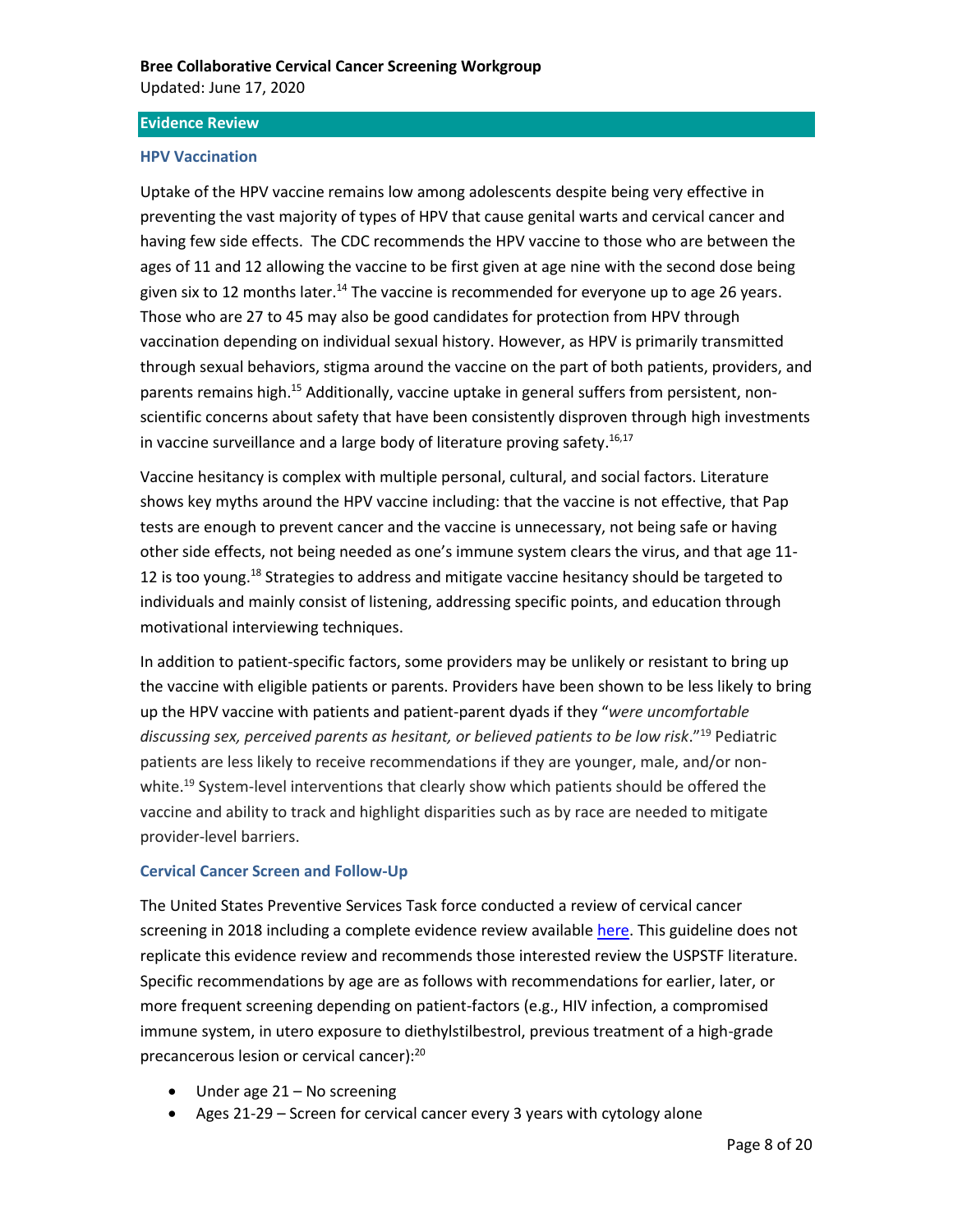## Evidence Review

### HPV Vaccination

Uptake of the HPV vaccine remains low among adolescents despite being very effective in preventing the vast majority of types of HPV that cause genital warts and cervical cancer and having few side effects. The CDC recommends the HPV vaccine to those who are between the ages of 11 and 12 allowing the vaccine to be first given at age nine with the second dose being given six to 12 months later.[14] The vaccine is recommended for everyone up to age 26 years. Those who are 27 to 45 may also be good candidates for protection from HPV through vaccination depending on individual sexual history. However, as HPV is primarily transmitted through sexual behaviors, stigma around the vaccine on the part of both patients, providers, and parents remains high.[15] Additionally, vaccine uptake in general suffers from persistent, non-scientific concerns about safety that have been consistently disproven through high investments in vaccine surveillance and a large body of literature proving safety.[16,17]

Vaccine hesitancy is complex with multiple personal, cultural, and social factors. Literature shows key myths around the HPV vaccine including: that the vaccine is not effective, that Pap tests are enough to prevent cancer and the vaccine is unnecessary, not being safe or having other side effects, not being needed as one's immune system clears the virus, and that age 11-12 is too young.[18] Strategies to address and mitigate vaccine hesitancy should be targeted to individuals and mainly consist of listening, addressing specific points, and education through motivational interviewing techniques.

In addition to patient-specific factors, some providers may be unlikely or resistant to bring up the vaccine with eligible patients or parents. Providers have been shown to be less likely to bring up the HPV vaccine with patients and patient-parent dyads if they "*were uncomfortable discussing sex, perceived parents as hesitant, or believed patients to be low risk*."[19] Pediatric patients are less likely to receive recommendations if they are younger, male, and/or non-white.[19] System-level interventions that clearly show which patients should be offered the vaccine and ability to track and highlight disparities such as by race are needed to mitigate provider-level barriers.

### Cervical Cancer Screen and Follow-Up

The United States Preventive Services Task force conducted a review of cervical cancer screening in 2018 including a complete evidence review available here. This guideline does not replicate this evidence review and recommends those interested review the USPSTF literature. Specific recommendations by age are as follows with recommendations for earlier, later, or more frequent screening depending on patient-factors (e.g., HIV infection, a compromised immune system, in utero exposure to diethylstilbestrol, previous treatment of a high-grade precancerous lesion or cervical cancer):[20]

- Under age 21 – No screening
- Ages 21-29 – Screen for cervical cancer every 3 years with cytology alone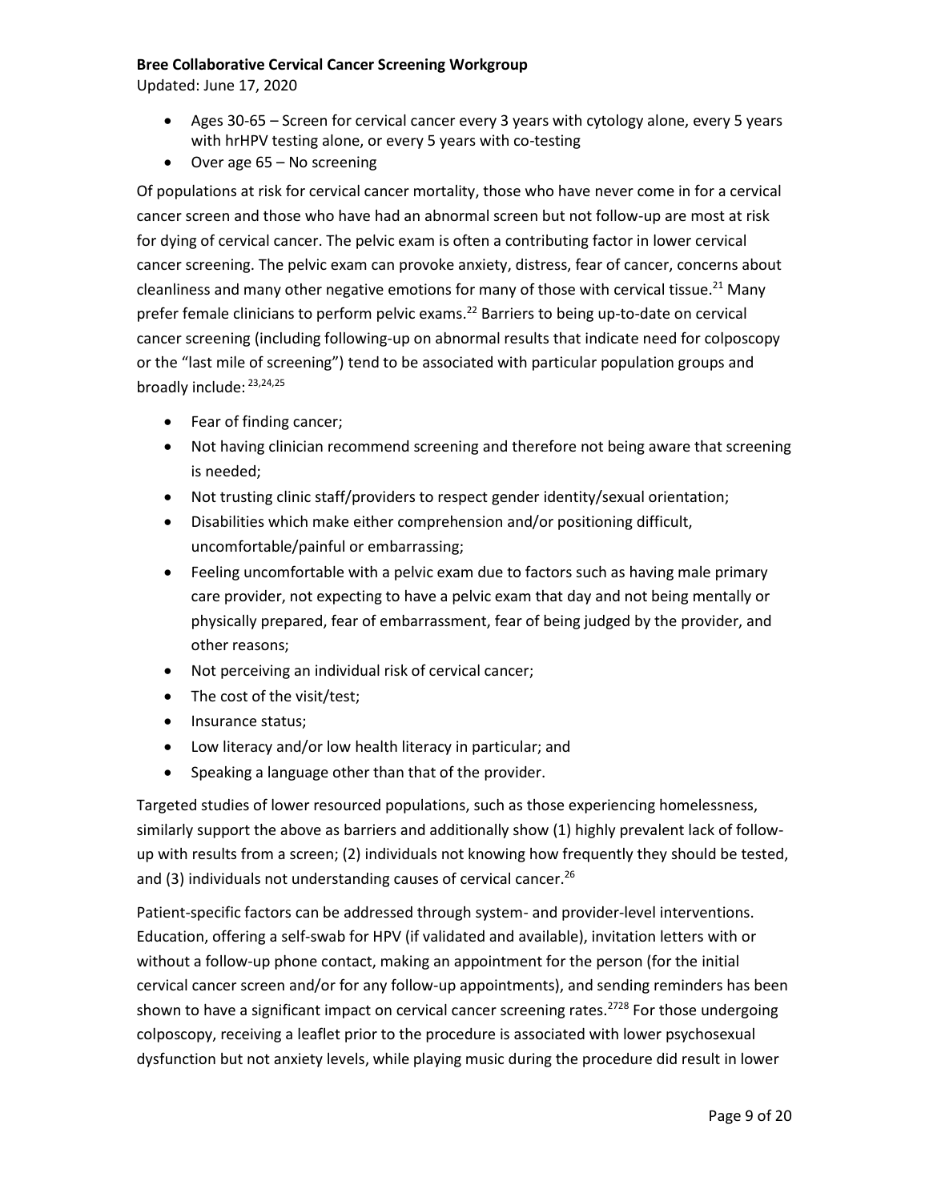- Ages 30-65 – Screen for cervical cancer every 3 years with cytology alone, every 5 years with hrHPV testing alone, or every 5 years with co-testing
- Over age 65 – No screening

Of populations at risk for cervical cancer mortality, those who have never come in for a cervical cancer screen and those who have had an abnormal screen but not follow-up are most at risk for dying of cervical cancer. The pelvic exam is often a contributing factor in lower cervical cancer screening. The pelvic exam can provoke anxiety, distress, fear of cancer, concerns about cleanliness and many other negative emotions for many of those with cervical tissue.[21] Many prefer female clinicians to perform pelvic exams.[22] Barriers to being up-to-date on cervical cancer screening (including following-up on abnormal results that indicate need for colposcopy or the "last mile of screening") tend to be associated with particular population groups and broadly include: [23,24,25]

- Fear of finding cancer;
- Not having clinician recommend screening and therefore not being aware that screening is needed;
- Not trusting clinic staff/providers to respect gender identity/sexual orientation;
- Disabilities which make either comprehension and/or positioning difficult, uncomfortable/painful or embarrassing;
- Feeling uncomfortable with a pelvic exam due to factors such as having male primary care provider, not expecting to have a pelvic exam that day and not being mentally or physically prepared, fear of embarrassment, fear of being judged by the provider, and other reasons;
- Not perceiving an individual risk of cervical cancer;
- The cost of the visit/test;
- Insurance status;
- Low literacy and/or low health literacy in particular; and
- Speaking a language other than that of the provider.

Targeted studies of lower resourced populations, such as those experiencing homelessness, similarly support the above as barriers and additionally show (1) highly prevalent lack of follow-up with results from a screen; (2) individuals not knowing how frequently they should be tested, and (3) individuals not understanding causes of cervical cancer.[26]

Patient-specific factors can be addressed through system- and provider-level interventions. Education, offering a self-swab for HPV (if validated and available), invitation letters with or without a follow-up phone contact, making an appointment for the person (for the initial cervical cancer screen and/or for any follow-up appointments), and sending reminders has been shown to have a significant impact on cervical cancer screening rates.[27,28] For those undergoing colposcopy, receiving a leaflet prior to the procedure is associated with lower psychosexual dysfunction but not anxiety levels, while playing music during the procedure did result in lower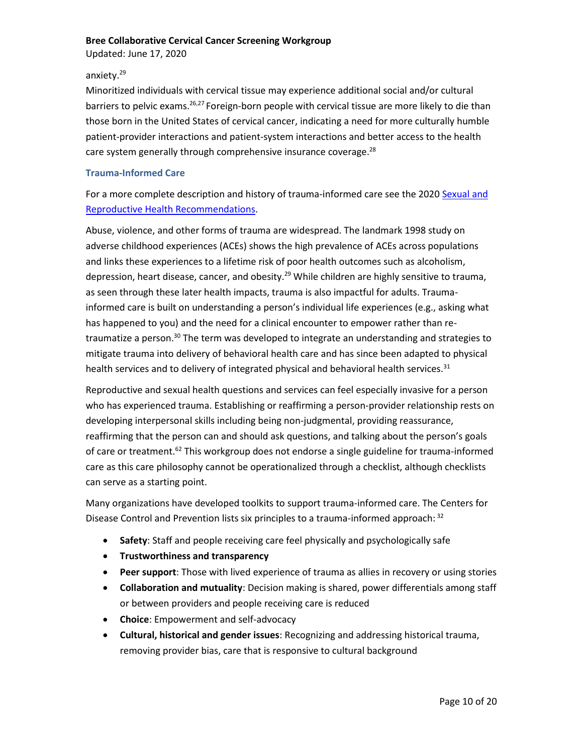anxiety.[29]

Minoritized individuals with cervical tissue may experience additional social and/or cultural barriers to pelvic exams.[26,27] Foreign-born people with cervical tissue are more likely to die than those born in the United States of cervical cancer, indicating a need for more culturally humble patient-provider interactions and patient-system interactions and better access to the health care system generally through comprehensive insurance coverage.[28]

### Trauma-Informed Care

For a more complete description and history of trauma-informed care see the 2020 Sexual and Reproductive Health Recommendations.

Abuse, violence, and other forms of trauma are widespread. The landmark 1998 study on adverse childhood experiences (ACEs) shows the high prevalence of ACEs across populations and links these experiences to a lifetime risk of poor health outcomes such as alcoholism, depression, heart disease, cancer, and obesity.[29] While children are highly sensitive to trauma, as seen through these later health impacts, trauma is also impactful for adults. Trauma-informed care is built on understanding a person's individual life experiences (e.g., asking what has happened to you) and the need for a clinical encounter to empower rather than re-traumatize a person.[30] The term was developed to integrate an understanding and strategies to mitigate trauma into delivery of behavioral health care and has since been adapted to physical health services and to delivery of integrated physical and behavioral health services.[31]

Reproductive and sexual health questions and services can feel especially invasive for a person who has experienced trauma. Establishing or reaffirming a person-provider relationship rests on developing interpersonal skills including being non-judgmental, providing reassurance, reaffirming that the person can and should ask questions, and talking about the person's goals of care or treatment.[62] This workgroup does not endorse a single guideline for trauma-informed care as this care philosophy cannot be operationalized through a checklist, although checklists can serve as a starting point.

Many organizations have developed toolkits to support trauma-informed care. The Centers for Disease Control and Prevention lists six principles to a trauma-informed approach:[32]

- **Safety**: Staff and people receiving care feel physically and psychologically safe
- **Trustworthiness and transparency**
- **Peer support**: Those with lived experience of trauma as allies in recovery or using stories
- **Collaboration and mutuality**: Decision making is shared, power differentials among staff or between providers and people receiving care is reduced
- **Choice**: Empowerment and self-advocacy
- **Cultural, historical and gender issues**: Recognizing and addressing historical trauma, removing provider bias, care that is responsive to cultural background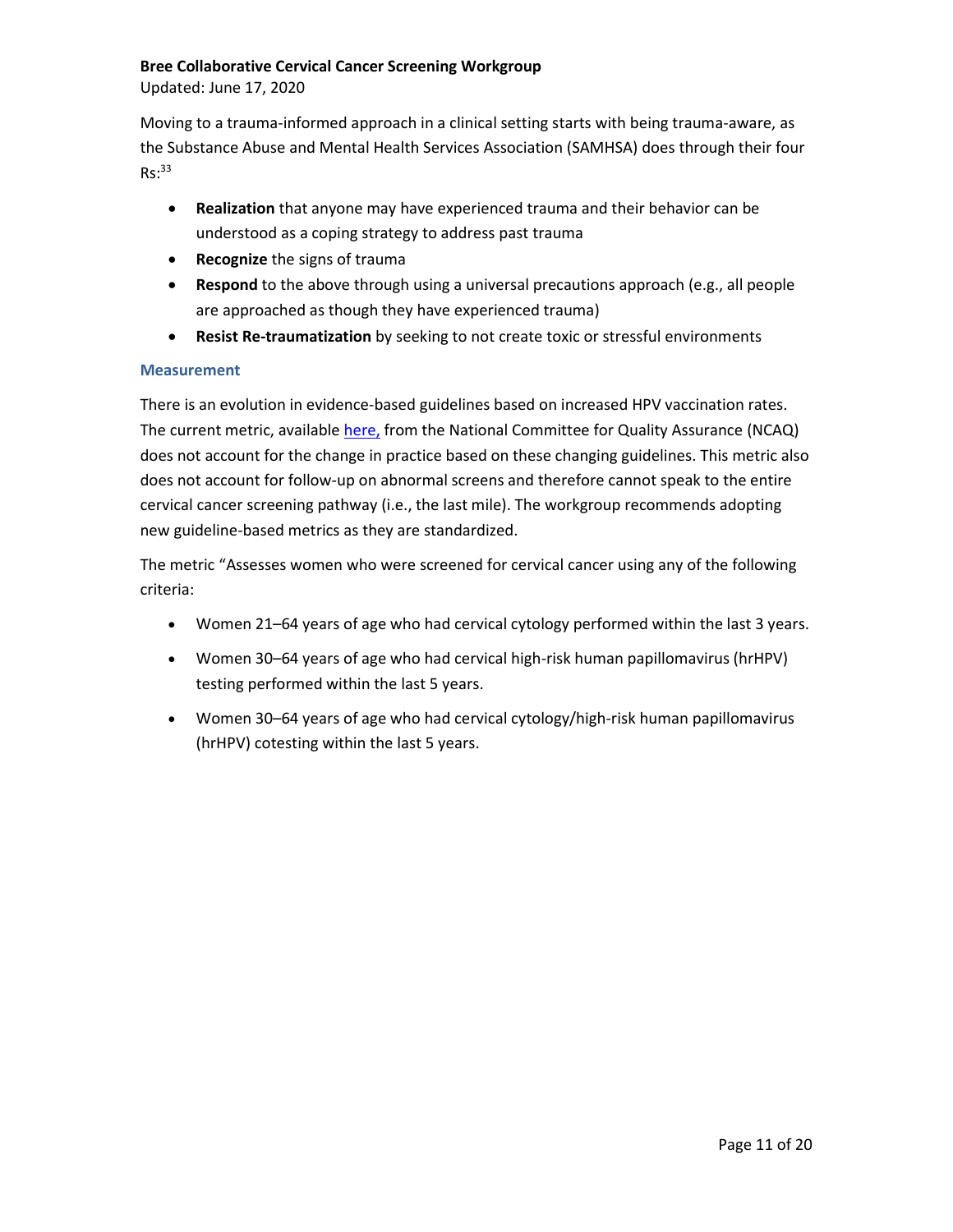Moving to a trauma-informed approach in a clinical setting starts with being trauma-aware, as the Substance Abuse and Mental Health Services Association (SAMHSA) does through their four Rs:[33]

- **Realization** that anyone may have experienced trauma and their behavior can be understood as a coping strategy to address past trauma
- **Recognize** the signs of trauma
- **Respond** to the above through using a universal precautions approach (e.g., all people are approached as though they have experienced trauma)
- **Resist Re-traumatization** by seeking to not create toxic or stressful environments

### Measurement

There is an evolution in evidence-based guidelines based on increased HPV vaccination rates. The current metric, available here, from the National Committee for Quality Assurance (NCAQ) does not account for the change in practice based on these changing guidelines. This metric also does not account for follow-up on abnormal screens and therefore cannot speak to the entire cervical cancer screening pathway (i.e., the last mile). The workgroup recommends adopting new guideline-based metrics as they are standardized.

The metric "Assesses women who were screened for cervical cancer using any of the following criteria:

- Women 21–64 years of age who had cervical cytology performed within the last 3 years.
- Women 30–64 years of age who had cervical high-risk human papillomavirus (hrHPV) testing performed within the last 5 years.
- Women 30–64 years of age who had cervical cytology/high-risk human papillomavirus (hrHPV) cotesting within the last 5 years.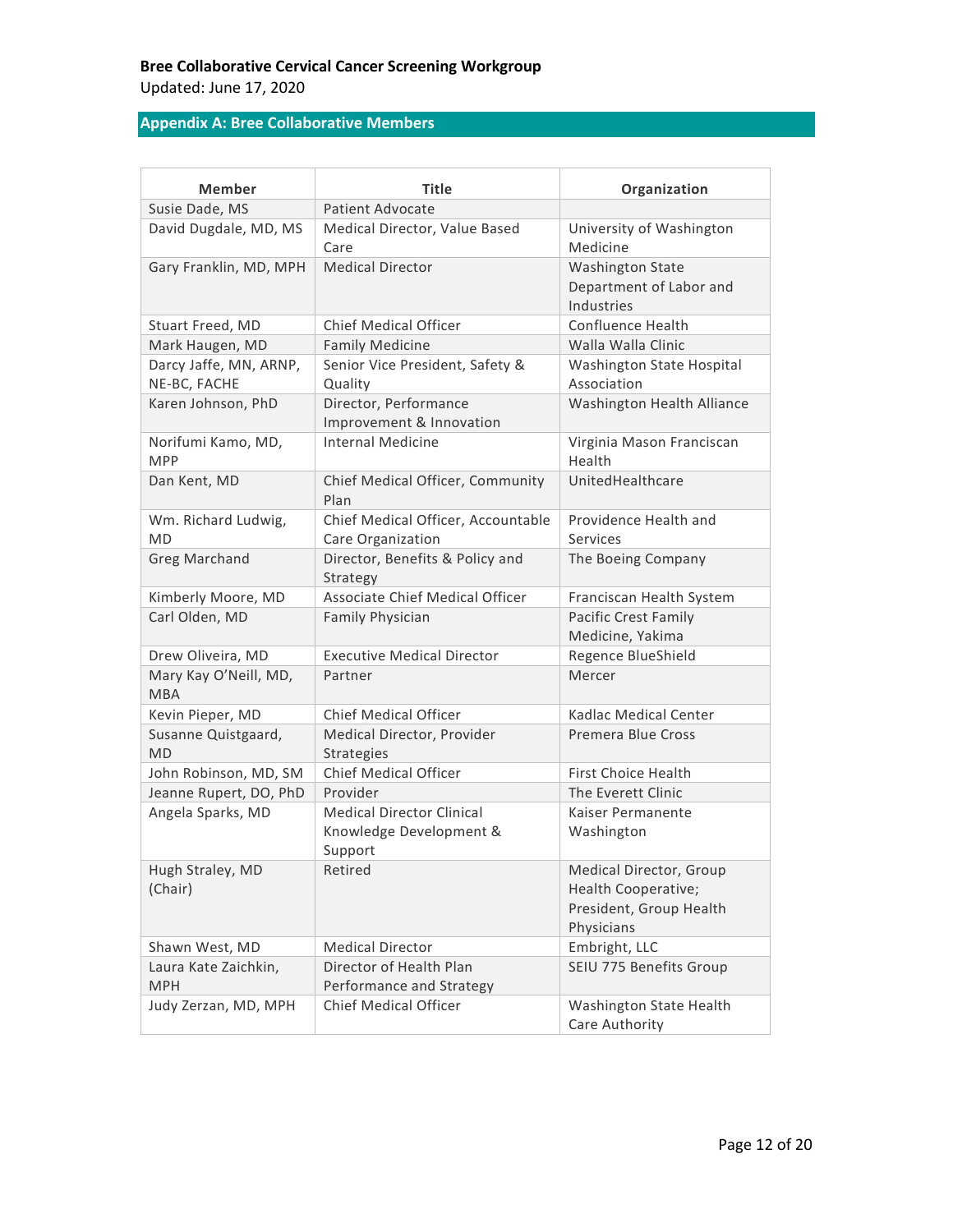## Appendix A: Bree Collaborative Members

| Member | Title | Organization |
|---|---|---|
| Susie Dade, MS | Patient Advocate | |
| David Dugdale, MD, MS | Medical Director, Value Based Care | University of Washington Medicine |
| Gary Franklin, MD, MPH | Medical Director | Washington State Department of Labor and Industries |
| Stuart Freed, MD | Chief Medical Officer | Confluence Health |
| Mark Haugen, MD | Family Medicine | Walla Walla Clinic |
| Darcy Jaffe, MN, ARNP, NE-BC, FACHE | Senior Vice President, Safety & Quality | Washington State Hospital Association |
| Karen Johnson, PhD | Director, Performance Improvement & Innovation | Washington Health Alliance |
| Norifumi Kamo, MD, MPP | Internal Medicine | Virginia Mason Franciscan Health |
| Dan Kent, MD | Chief Medical Officer, Community Plan | UnitedHealthcare |
| Wm. Richard Ludwig, MD | Chief Medical Officer, Accountable Care Organization | Providence Health and Services |
| Greg Marchand | Director, Benefits & Policy and Strategy | The Boeing Company |
| Kimberly Moore, MD | Associate Chief Medical Officer | Franciscan Health System |
| Carl Olden, MD | Family Physician | Pacific Crest Family Medicine, Yakima |
| Drew Oliveira, MD | Executive Medical Director | Regence BlueShield |
| Mary Kay O'Neill, MD, MBA | Partner | Mercer |
| Kevin Pieper, MD | Chief Medical Officer | Kadlac Medical Center |
| Susanne Quistgaard, MD | Medical Director, Provider Strategies | Premera Blue Cross |
| John Robinson, MD, SM | Chief Medical Officer | First Choice Health |
| Jeanne Rupert, DO, PhD | Provider | The Everett Clinic |
| Angela Sparks, MD | Medical Director Clinical Knowledge Development & Support | Kaiser Permanente Washington |
| Hugh Straley, MD (Chair) | Retired | Medical Director, Group Health Cooperative; President, Group Health Physicians |
| Shawn West, MD | Medical Director | Embright, LLC |
| Laura Kate Zaichkin, MPH | Director of Health Plan Performance and Strategy | SEIU 775 Benefits Group |
| Judy Zerzan, MD, MPH | Chief Medical Officer | Washington State Health Care Authority |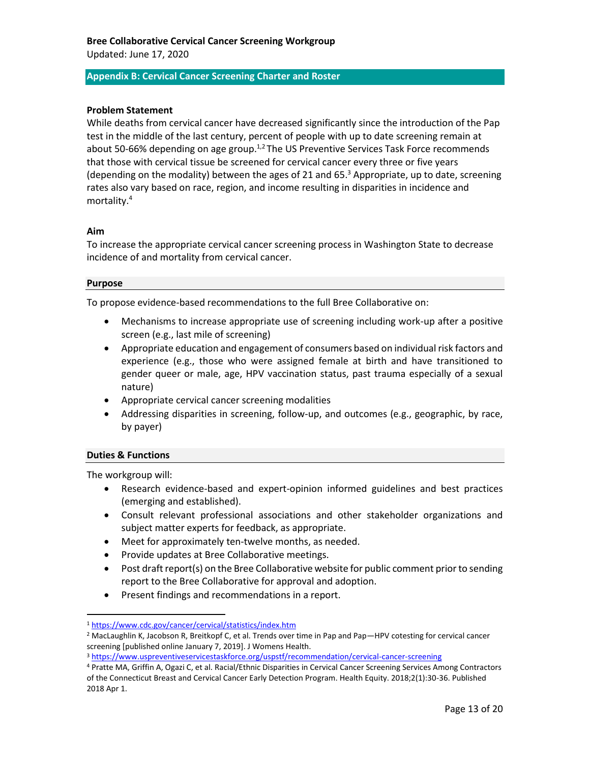## Appendix B: Cervical Cancer Screening Charter and Roster

**Problem Statement**

While deaths from cervical cancer have decreased significantly since the introduction of the Pap test in the middle of the last century, percent of people with up to date screening remain at about 50-66% depending on age group.[1,2] The US Preventive Services Task Force recommends that those with cervical tissue be screened for cervical cancer every three or five years (depending on the modality) between the ages of 21 and 65.[3] Appropriate, up to date, screening rates also vary based on race, region, and income resulting in disparities in incidence and mortality.[4]

**Aim**

To increase the appropriate cervical cancer screening process in Washington State to decrease incidence of and mortality from cervical cancer.

### Purpose

To propose evidence-based recommendations to the full Bree Collaborative on:

- Mechanisms to increase appropriate use of screening including work-up after a positive screen (e.g., last mile of screening)
- Appropriate education and engagement of consumers based on individual risk factors and experience (e.g., those who were assigned female at birth and have transitioned to gender queer or male, age, HPV vaccination status, past trauma especially of a sexual nature)
- Appropriate cervical cancer screening modalities
- Addressing disparities in screening, follow-up, and outcomes (e.g., geographic, by race, by payer)

### Duties & Functions

The workgroup will:

- Research evidence-based and expert-opinion informed guidelines and best practices (emerging and established).
- Consult relevant professional associations and other stakeholder organizations and subject matter experts for feedback, as appropriate.
- Meet for approximately ten-twelve months, as needed.
- Provide updates at Bree Collaborative meetings.
- Post draft report(s) on the Bree Collaborative website for public comment prior to sending report to the Bree Collaborative for approval and adoption.
- Present findings and recommendations in a report.

---

[1] https://www.cdc.gov/cancer/cervical/statistics/index.htm

[2] MacLaughlin K, Jacobson R, Breitkopf C, et al. Trends over time in Pap and Pap—HPV cotesting for cervical cancer screening [published online January 7, 2019]. J Womens Health.

[3] https://www.uspreventiveservicestaskforce.org/uspstf/recommendation/cervical-cancer-screening

[4] Pratte MA, Griffin A, Ogazi C, et al. Racial/Ethnic Disparities in Cervical Cancer Screening Services Among Contractors of the Connecticut Breast and Cervical Cancer Early Detection Program. Health Equity. 2018;2(1):30-36. Published 2018 Apr 1.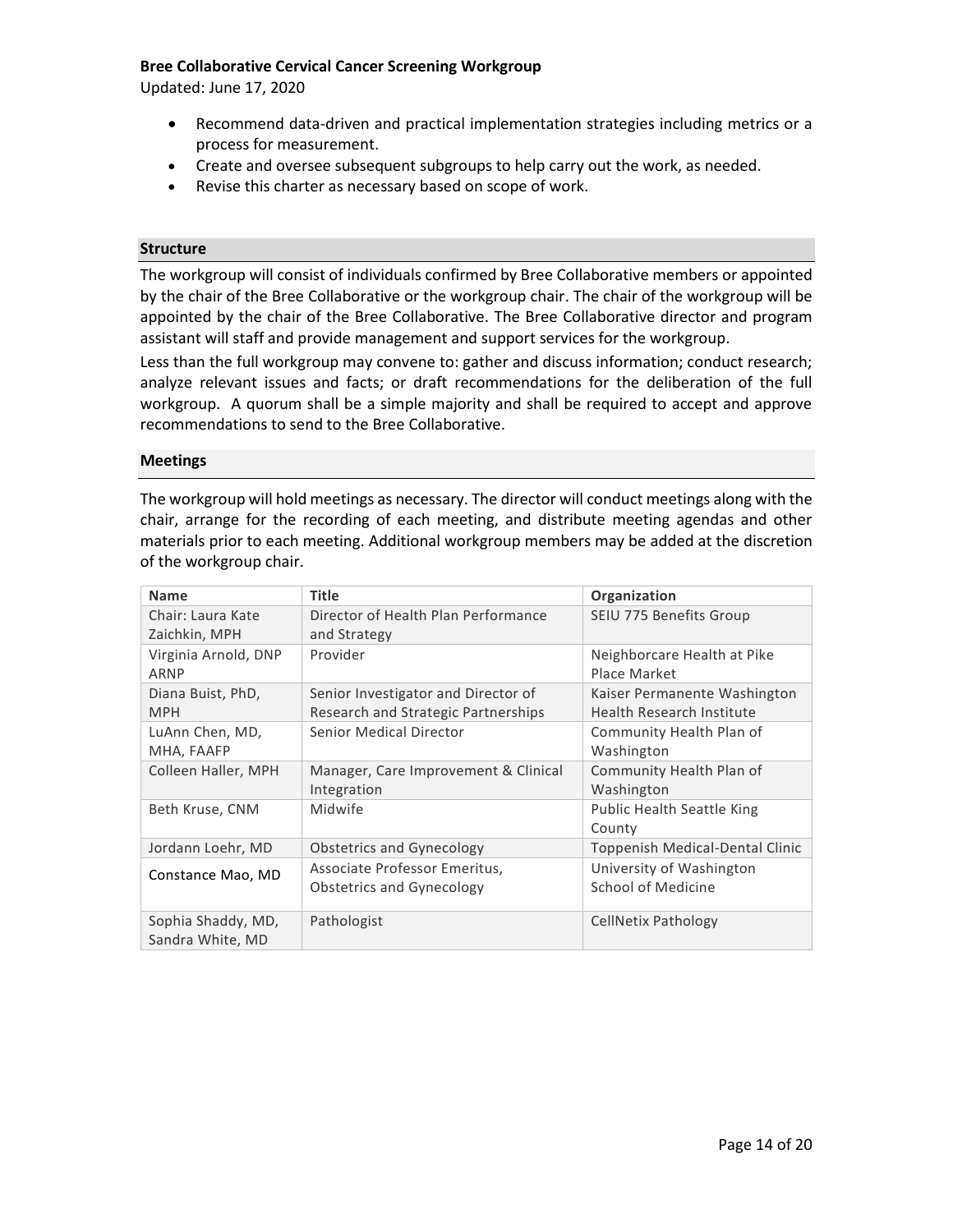- Recommend data-driven and practical implementation strategies including metrics or a process for measurement.
- Create and oversee subsequent subgroups to help carry out the work, as needed.
- Revise this charter as necessary based on scope of work.

### Structure

The workgroup will consist of individuals confirmed by Bree Collaborative members or appointed by the chair of the Bree Collaborative or the workgroup chair. The chair of the workgroup will be appointed by the chair of the Bree Collaborative. The Bree Collaborative director and program assistant will staff and provide management and support services for the workgroup.

Less than the full workgroup may convene to: gather and discuss information; conduct research; analyze relevant issues and facts; or draft recommendations for the deliberation of the full workgroup. A quorum shall be a simple majority and shall be required to accept and approve recommendations to send to the Bree Collaborative.

### Meetings

The workgroup will hold meetings as necessary. The director will conduct meetings along with the chair, arrange for the recording of each meeting, and distribute meeting agendas and other materials prior to each meeting. Additional workgroup members may be added at the discretion of the workgroup chair.

| Name | Title | Organization |
|---|---|---|
| Chair: Laura Kate Zaichkin, MPH | Director of Health Plan Performance and Strategy | SEIU 775 Benefits Group |
| Virginia Arnold, DNP ARNP | Provider | Neighborcare Health at Pike Place Market |
| Diana Buist, PhD, MPH | Senior Investigator and Director of Research and Strategic Partnerships | Kaiser Permanente Washington Health Research Institute |
| LuAnn Chen, MD, MHA, FAAFP | Senior Medical Director | Community Health Plan of Washington |
| Colleen Haller, MPH | Manager, Care Improvement & Clinical Integration | Community Health Plan of Washington |
| Beth Kruse, CNM | Midwife | Public Health Seattle King County |
| Jordann Loehr, MD | Obstetrics and Gynecology | Toppenish Medical-Dental Clinic |
| Constance Mao, MD | Associate Professor Emeritus, Obstetrics and Gynecology | University of Washington School of Medicine |
| Sophia Shaddy, MD, Sandra White, MD | Pathologist | CellNetix Pathology |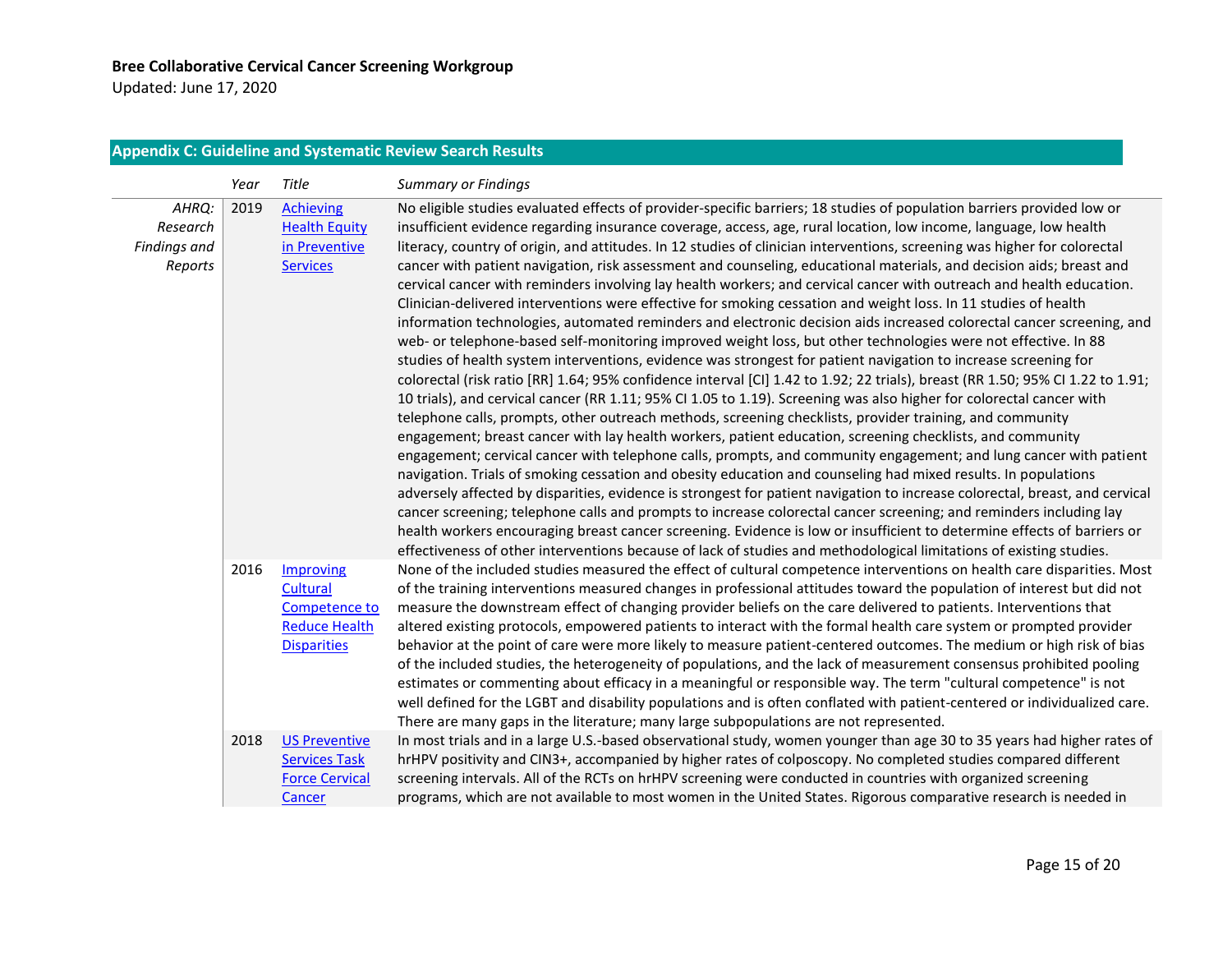## Appendix C: Guideline and Systematic Review Search Results

| | Year | Title | Summary or Findings |
|---|---|---|---|
| AHRQ: Research Findings and Reports | 2019 | [Achieving Health Equity in Preventive Services]() | No eligible studies evaluated effects of provider-specific barriers; 18 studies of population barriers provided low or insufficient evidence regarding insurance coverage, access, age, rural location, low income, language, low health literacy, country of origin, and attitudes. In 12 studies of clinician interventions, screening was higher for colorectal cancer with patient navigation, risk assessment and counseling, educational materials, and decision aids; breast and cervical cancer with reminders involving lay health workers; and cervical cancer with outreach and health education. Clinician-delivered interventions were effective for smoking cessation and weight loss. In 11 studies of health information technologies, automated reminders and electronic decision aids increased colorectal cancer screening, and web- or telephone-based self-monitoring improved weight loss, but other technologies were not effective. In 88 studies of health system interventions, evidence was strongest for patient navigation to increase screening for colorectal (risk ratio [RR] 1.64; 95% confidence interval [CI] 1.42 to 1.92; 22 trials), breast (RR 1.50; 95% CI 1.22 to 1.91; 10 trials), and cervical cancer (RR 1.11; 95% CI 1.05 to 1.19). Screening was also higher for colorectal cancer with telephone calls, prompts, other outreach methods, screening checklists, provider training, and community engagement; breast cancer with lay health workers, patient education, screening checklists, and community engagement; cervical cancer with telephone calls, prompts, and community engagement; and lung cancer with patient navigation. Trials of smoking cessation and obesity education and counseling had mixed results. In populations adversely affected by disparities, evidence is strongest for patient navigation to increase colorectal, breast, and cervical cancer screening; telephone calls and prompts to increase colorectal cancer screening; and reminders including lay health workers encouraging breast cancer screening. Evidence is low or insufficient to determine effects of barriers or effectiveness of other interventions because of lack of studies and methodological limitations of existing studies. |
| | 2016 | [Improving Cultural Competence to Reduce Health Disparities]() | None of the included studies measured the effect of cultural competence interventions on health care disparities. Most of the training interventions measured changes in professional attitudes toward the population of interest but did not measure the downstream effect of changing provider beliefs on the care delivered to patients. Interventions that altered existing protocols, empowered patients to interact with the formal health care system or prompted provider behavior at the point of care were more likely to measure patient-centered outcomes. The medium or high risk of bias of the included studies, the heterogeneity of populations, and the lack of measurement consensus prohibited pooling estimates or commenting about efficacy in a meaningful or responsible way. The term "cultural competence" is not well defined for the LGBT and disability populations and is often conflated with patient-centered or individualized care. There are many gaps in the literature; many large subpopulations are not represented. |
| | 2018 | [US Preventive Services Task Force Cervical Cancer]() | In most trials and in a large U.S.-based observational study, women younger than age 30 to 35 years had higher rates of hrHPV positivity and CIN3+, accompanied by higher rates of colposcopy. No completed studies compared different screening intervals. All of the RCTs on hrHPV screening were conducted in countries with organized screening programs, which are not available to most women in the United States. Rigorous comparative research is needed in |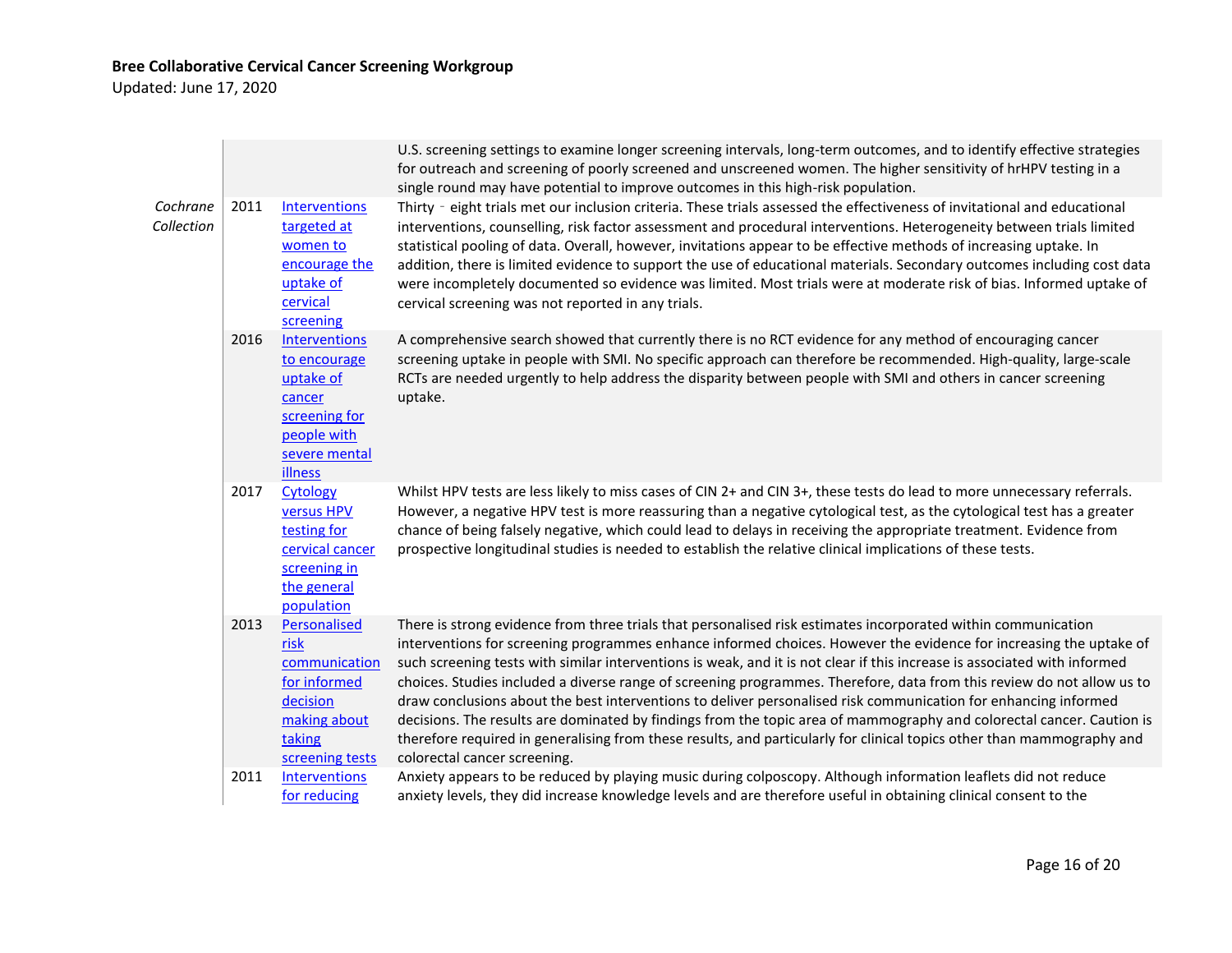| | | | |
|---|---|---|---|
| | | | U.S. screening settings to examine longer screening intervals, long-term outcomes, and to identify effective strategies for outreach and screening of poorly screened and unscreened women. The higher sensitivity of hrHPV testing in a single round may have potential to improve outcomes in this high-risk population. |
| *Cochrane Collection* | 2011 | Interventions targeted at women to encourage the uptake of cervical screening | Thirty‐eight trials met our inclusion criteria. These trials assessed the effectiveness of invitational and educational interventions, counselling, risk factor assessment and procedural interventions. Heterogeneity between trials limited statistical pooling of data. Overall, however, invitations appear to be effective methods of increasing uptake. In addition, there is limited evidence to support the use of educational materials. Secondary outcomes including cost data were incompletely documented so evidence was limited. Most trials were at moderate risk of bias. Informed uptake of cervical screening was not reported in any trials. |
| | 2016 | Interventions to encourage uptake of cancer screening for people with severe mental illness | A comprehensive search showed that currently there is no RCT evidence for any method of encouraging cancer screening uptake in people with SMI. No specific approach can therefore be recommended. High-quality, large-scale RCTs are needed urgently to help address the disparity between people with SMI and others in cancer screening uptake. |
| | 2017 | Cytology versus HPV testing for cervical cancer screening in the general population | Whilst HPV tests are less likely to miss cases of CIN 2+ and CIN 3+, these tests do lead to more unnecessary referrals. However, a negative HPV test is more reassuring than a negative cytological test, as the cytological test has a greater chance of being falsely negative, which could lead to delays in receiving the appropriate treatment. Evidence from prospective longitudinal studies is needed to establish the relative clinical implications of these tests. |
| | 2013 | Personalised risk communication for informed decision making about taking screening tests | There is strong evidence from three trials that personalised risk estimates incorporated within communication interventions for screening programmes enhance informed choices. However the evidence for increasing the uptake of such screening tests with similar interventions is weak, and it is not clear if this increase is associated with informed choices. Studies included a diverse range of screening programmes. Therefore, data from this review do not allow us to draw conclusions about the best interventions to deliver personalised risk communication for enhancing informed decisions. The results are dominated by findings from the topic area of mammography and colorectal cancer. Caution is therefore required in generalising from these results, and particularly for clinical topics other than mammography and colorectal cancer screening. |
| | 2011 | Interventions for reducing | Anxiety appears to be reduced by playing music during colposcopy. Although information leaflets did not reduce anxiety levels, they did increase knowledge levels and are therefore useful in obtaining clinical consent to the |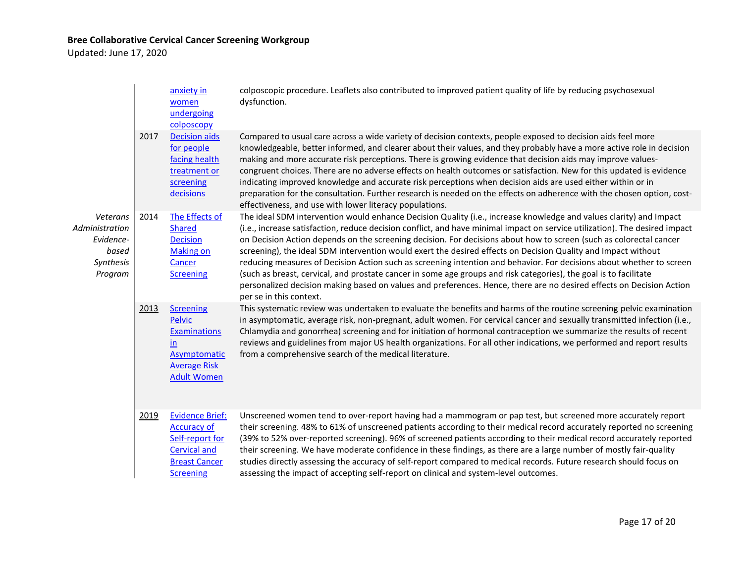| | | | |
|---|---|---|---|
| | | anxiety in women undergoing colposcopy | colposcopic procedure. Leaflets also contributed to improved patient quality of life by reducing psychosexual dysfunction. |
| | 2017 | Decision aids for people facing health treatment or screening decisions | Compared to usual care across a wide variety of decision contexts, people exposed to decision aids feel more knowledgeable, better informed, and clearer about their values, and they probably have a more active role in decision making and more accurate risk perceptions. There is growing evidence that decision aids may improve values-congruent choices. There are no adverse effects on health outcomes or satisfaction. New for this updated is evidence indicating improved knowledge and accurate risk perceptions when decision aids are used either within or in preparation for the consultation. Further research is needed on the effects on adherence with the chosen option, cost-effectiveness, and use with lower literacy populations. |
| *Veterans Administration Evidence-based Synthesis Program* | 2014 | The Effects of Shared Decision Making on Cancer Screening | The ideal SDM intervention would enhance Decision Quality (i.e., increase knowledge and values clarity) and Impact (i.e., increase satisfaction, reduce decision conflict, and have minimal impact on service utilization). The desired impact on Decision Action depends on the screening decision. For decisions about how to screen (such as colorectal cancer screening), the ideal SDM intervention would exert the desired effects on Decision Quality and Impact without reducing measures of Decision Action such as screening intention and behavior. For decisions about whether to screen (such as breast, cervical, and prostate cancer in some age groups and risk categories), the goal is to facilitate personalized decision making based on values and preferences. Hence, there are no desired effects on Decision Action per se in this context. |
| | 2013 | Screening Pelvic Examinations in Asymptomatic Average Risk Adult Women | This systematic review was undertaken to evaluate the benefits and harms of the routine screening pelvic examination in asymptomatic, average risk, non-pregnant, adult women. For cervical cancer and sexually transmitted infection (i.e., Chlamydia and gonorrhea) screening and for initiation of hormonal contraception we summarize the results of recent reviews and guidelines from major US health organizations. For all other indications, we performed and report results from a comprehensive search of the medical literature. |
| | 2019 | Evidence Brief: Accuracy of Self-report for Cervical and Breast Cancer Screening | Unscreened women tend to over-report having had a mammogram or pap test, but screened more accurately report their screening. 48% to 61% of unscreened patients according to their medical record accurately reported no screening (39% to 52% over-reported screening). 96% of screened patients according to their medical record accurately reported their screening. We have moderate confidence in these findings, as there are a large number of mostly fair-quality studies directly assessing the accuracy of self-report compared to medical records. Future research should focus on assessing the impact of accepting self-report on clinical and system-level outcomes. |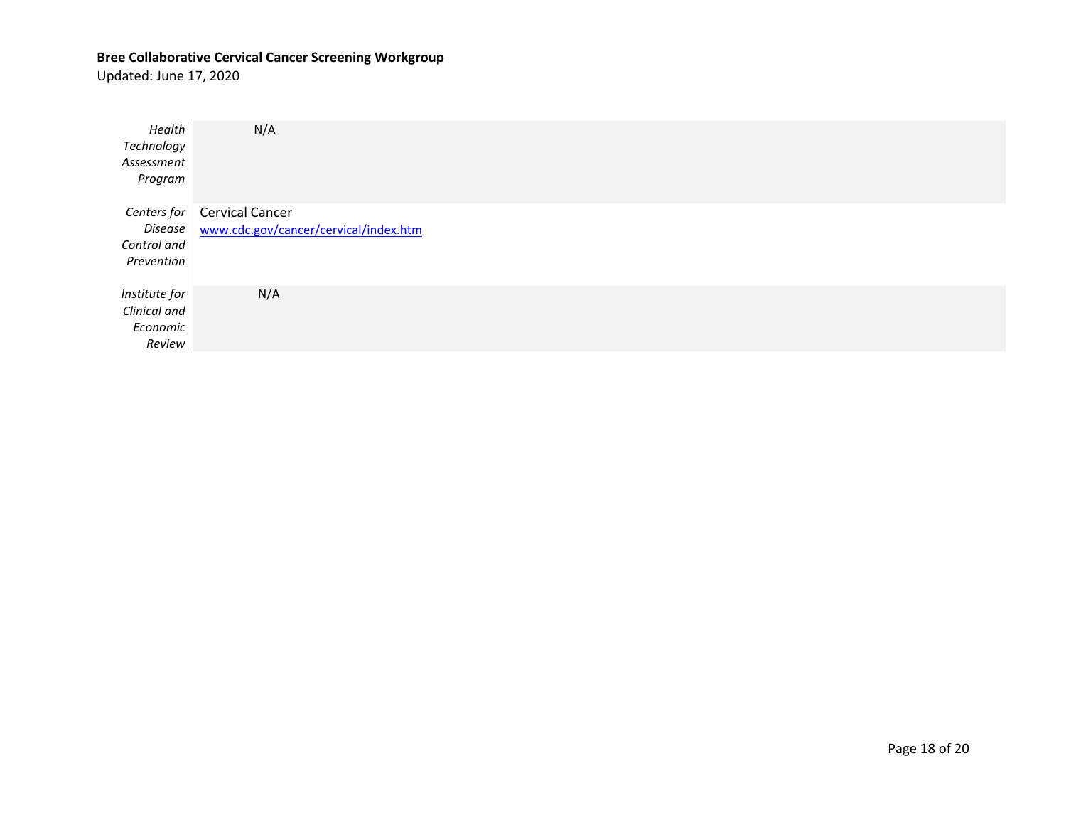| | |
|---|---|
| *Health Technology Assessment Program* | N/A |
| *Centers for Disease Control and Prevention* | Cervical Cancer<br>www.cdc.gov/cancer/cervical/index.htm |
| *Institute for Clinical and Economic Review* | N/A |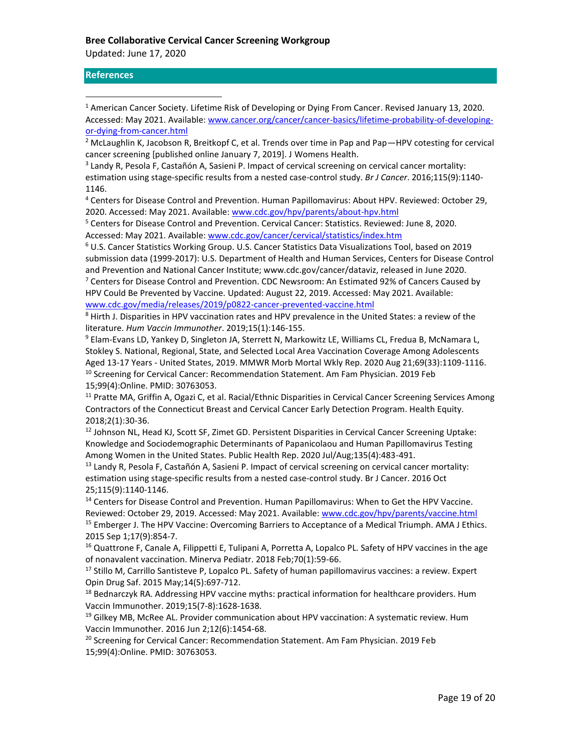## References

[1] American Cancer Society. Lifetime Risk of Developing or Dying From Cancer. Revised January 13, 2020. Accessed: May 2021. Available: www.cancer.org/cancer/cancer-basics/lifetime-probability-of-developing-or-dying-from-cancer.html

[2] McLaughlin K, Jacobson R, Breitkopf C, et al. Trends over time in Pap and Pap—HPV cotesting for cervical cancer screening [published online January 7, 2019]. J Womens Health.

[3] Landy R, Pesola F, Castañón A, Sasieni P. Impact of cervical screening on cervical cancer mortality: estimation using stage-specific results from a nested case-control study. *Br J Cancer*. 2016;115(9):1140-1146.

[4] Centers for Disease Control and Prevention. Human Papillomavirus: About HPV. Reviewed: October 29, 2020. Accessed: May 2021. Available: www.cdc.gov/hpv/parents/about-hpv.html

[5] Centers for Disease Control and Prevention. Cervical Cancer: Statistics. Reviewed: June 8, 2020. Accessed: May 2021. Available: www.cdc.gov/cancer/cervical/statistics/index.htm

[6] U.S. Cancer Statistics Working Group. U.S. Cancer Statistics Data Visualizations Tool, based on 2019 submission data (1999-2017): U.S. Department of Health and Human Services, Centers for Disease Control and Prevention and National Cancer Institute; www.cdc.gov/cancer/dataviz, released in June 2020.

[7] Centers for Disease Control and Prevention. CDC Newsroom: An Estimated 92% of Cancers Caused by HPV Could Be Prevented by Vaccine. Updated: August 22, 2019. Accessed: May 2021. Available: www.cdc.gov/media/releases/2019/p0822-cancer-prevented-vaccine.html

[8] Hirth J. Disparities in HPV vaccination rates and HPV prevalence in the United States: a review of the literature. *Hum Vaccin Immunother*. 2019;15(1):146-155.

[9] Elam-Evans LD, Yankey D, Singleton JA, Sterrett N, Markowitz LE, Williams CL, Fredua B, McNamara L, Stokley S. National, Regional, State, and Selected Local Area Vaccination Coverage Among Adolescents Aged 13-17 Years - United States, 2019. MMWR Morb Mortal Wkly Rep. 2020 Aug 21;69(33):1109-1116.

[10] Screening for Cervical Cancer: Recommendation Statement. Am Fam Physician. 2019 Feb 15;99(4):Online. PMID: 30763053.

[11] Pratte MA, Griffin A, Ogazi C, et al. Racial/Ethnic Disparities in Cervical Cancer Screening Services Among Contractors of the Connecticut Breast and Cervical Cancer Early Detection Program. Health Equity. 2018;2(1):30-36.

[12] Johnson NL, Head KJ, Scott SF, Zimet GD. Persistent Disparities in Cervical Cancer Screening Uptake: Knowledge and Sociodemographic Determinants of Papanicolaou and Human Papillomavirus Testing Among Women in the United States. Public Health Rep. 2020 Jul/Aug;135(4):483-491.

[13] Landy R, Pesola F, Castañón A, Sasieni P. Impact of cervical screening on cervical cancer mortality: estimation using stage-specific results from a nested case-control study. Br J Cancer. 2016 Oct 25;115(9):1140-1146.

[14] Centers for Disease Control and Prevention. Human Papillomavirus: When to Get the HPV Vaccine. Reviewed: October 29, 2019. Accessed: May 2021. Available: www.cdc.gov/hpv/parents/vaccine.html

[15] Emberger J. The HPV Vaccine: Overcoming Barriers to Acceptance of a Medical Triumph. AMA J Ethics. 2015 Sep 1;17(9):854-7.

[16] Quattrone F, Canale A, Filippetti E, Tulipani A, Porretta A, Lopalco PL. Safety of HPV vaccines in the age of nonavalent vaccination. Minerva Pediatr. 2018 Feb;70(1):59-66.

[17] Stillo M, Carrillo Santisteve P, Lopalco PL. Safety of human papillomavirus vaccines: a review. Expert Opin Drug Saf. 2015 May;14(5):697-712.

[18] Bednarczyk RA. Addressing HPV vaccine myths: practical information for healthcare providers. Hum Vaccin Immunother. 2019;15(7-8):1628-1638.

[19] Gilkey MB, McRee AL. Provider communication about HPV vaccination: A systematic review. Hum Vaccin Immunother. 2016 Jun 2;12(6):1454-68.

[20] Screening for Cervical Cancer: Recommendation Statement. Am Fam Physician. 2019 Feb 15;99(4):Online. PMID: 30763053.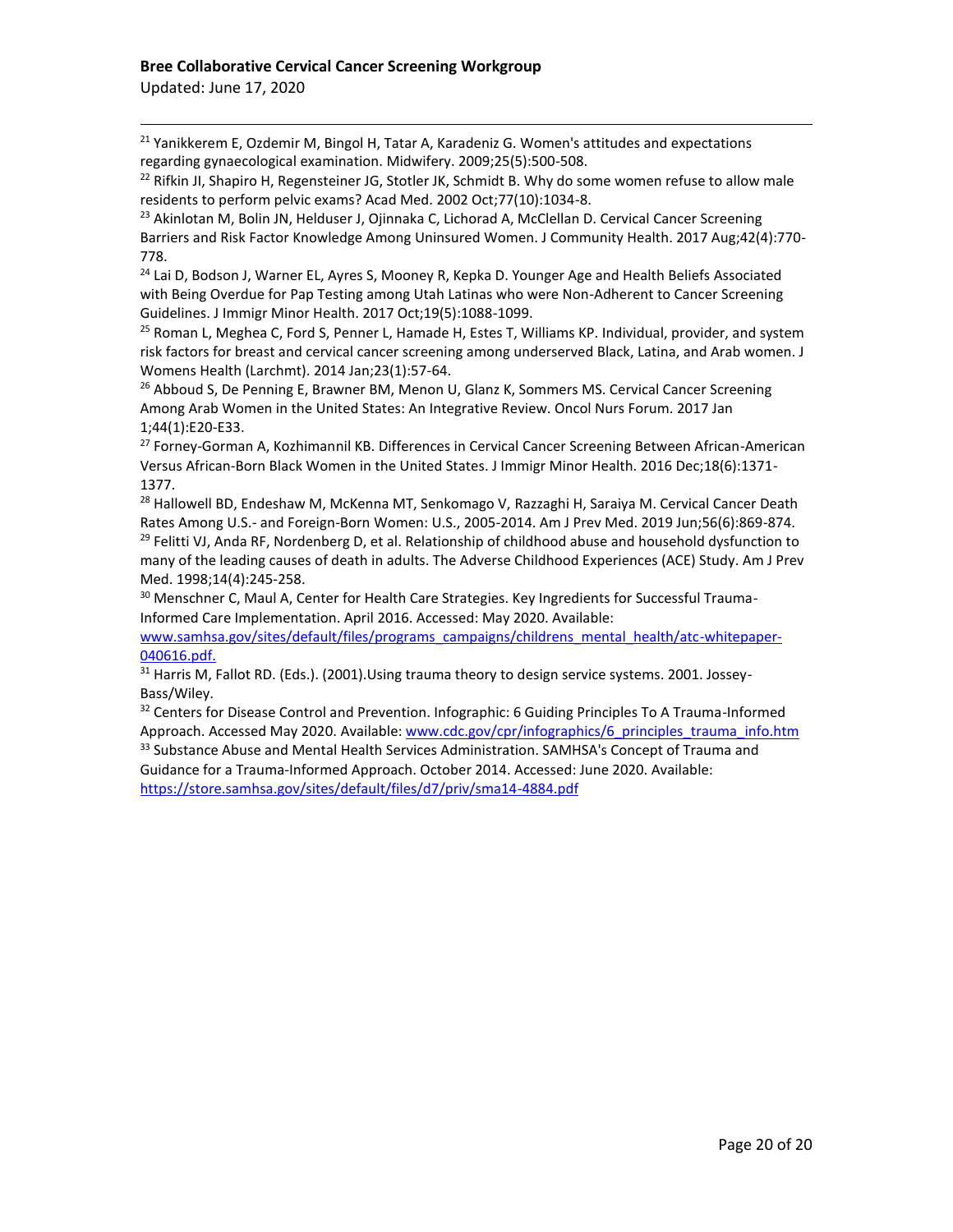[21] Yanikkerem E, Ozdemir M, Bingol H, Tatar A, Karadeniz G. Women's attitudes and expectations regarding gynaecological examination. Midwifery. 2009;25(5):500-508.

[22] Rifkin JI, Shapiro H, Regensteiner JG, Stotler JK, Schmidt B. Why do some women refuse to allow male residents to perform pelvic exams? Acad Med. 2002 Oct;77(10):1034-8.

[23] Akinlotan M, Bolin JN, Helduser J, Ojinnaka C, Lichorad A, McClellan D. Cervical Cancer Screening Barriers and Risk Factor Knowledge Among Uninsured Women. J Community Health. 2017 Aug;42(4):770-778.

[24] Lai D, Bodson J, Warner EL, Ayres S, Mooney R, Kepka D. Younger Age and Health Beliefs Associated with Being Overdue for Pap Testing among Utah Latinas who were Non-Adherent to Cancer Screening Guidelines. J Immigr Minor Health. 2017 Oct;19(5):1088-1099.

[25] Roman L, Meghea C, Ford S, Penner L, Hamade H, Estes T, Williams KP. Individual, provider, and system risk factors for breast and cervical cancer screening among underserved Black, Latina, and Arab women. J Womens Health (Larchmt). 2014 Jan;23(1):57-64.

[26] Abboud S, De Penning E, Brawner BM, Menon U, Glanz K, Sommers MS. Cervical Cancer Screening Among Arab Women in the United States: An Integrative Review. Oncol Nurs Forum. 2017 Jan 1;44(1):E20-E33.

[27] Forney-Gorman A, Kozhimannil KB. Differences in Cervical Cancer Screening Between African-American Versus African-Born Black Women in the United States. J Immigr Minor Health. 2016 Dec;18(6):1371-1377.

[28] Hallowell BD, Endeshaw M, McKenna MT, Senkomago V, Razzaghi H, Saraiya M. Cervical Cancer Death Rates Among U.S.- and Foreign-Born Women: U.S., 2005-2014. Am J Prev Med. 2019 Jun;56(6):869-874.

[29] Felitti VJ, Anda RF, Nordenberg D, et al. Relationship of childhood abuse and household dysfunction to many of the leading causes of death in adults. The Adverse Childhood Experiences (ACE) Study. Am J Prev Med. 1998;14(4):245-258.

[30] Menschner C, Maul A, Center for Health Care Strategies. Key Ingredients for Successful Trauma-Informed Care Implementation. April 2016. Accessed: May 2020. Available: www.samhsa.gov/sites/default/files/programs_campaigns/childrens_mental_health/atc-whitepaper-040616.pdf.

[31] Harris M, Fallot RD. (Eds.). (2001).Using trauma theory to design service systems. 2001. Jossey-Bass/Wiley.

[32] Centers for Disease Control and Prevention. Infographic: 6 Guiding Principles To A Trauma-Informed Approach. Accessed May 2020. Available: www.cdc.gov/cpr/infographics/6_principles_trauma_info.htm

[33] Substance Abuse and Mental Health Services Administration. SAMHSA's Concept of Trauma and Guidance for a Trauma-Informed Approach. October 2014. Accessed: June 2020. Available: https://store.samhsa.gov/sites/default/files/d7/priv/sma14-4884.pdf